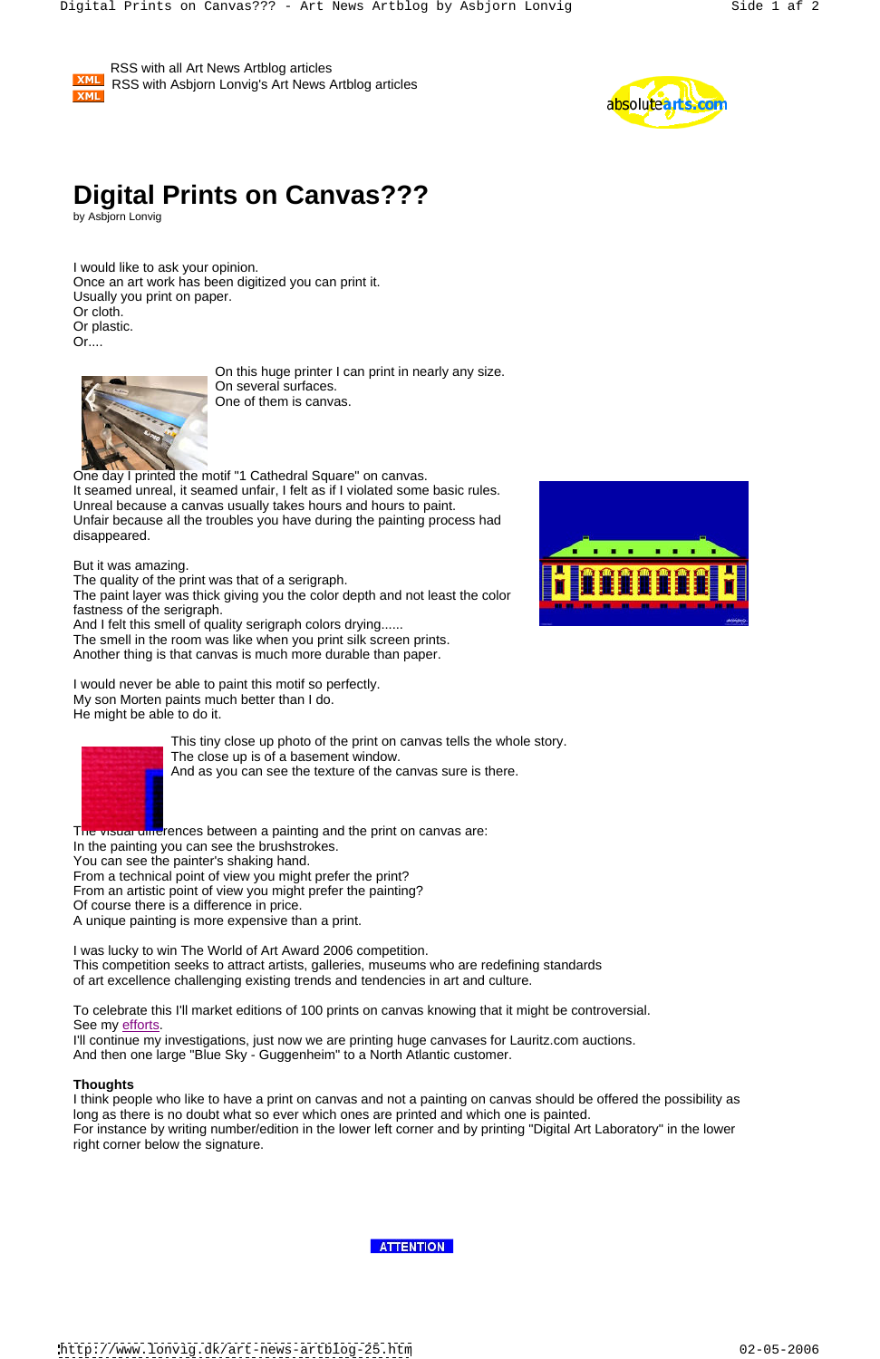RSS with all Art News Artblog articles
RSS with Asbjorn Lonvig's Art News Artblog articles

# Digital Prints on Canvas???

by Asbjorn Lonvig

I would like to ask your opinion.
Once an art work has been digitized you can print it.
Usually you print on paper.
Or cloth.
Or plastic.
Or....

On this huge printer I can print in nearly any size.
On several surfaces.
One of them is canvas.

One day I printed the motif "1 Cathedral Square" on canvas.
It seamed unreal, it seamed unfair, I felt as if I violated some basic rules.
Unreal because a canvas usually takes hours and hours to paint.
Unfair because all the troubles you have during the painting process had disappeared.

But it was amazing.
The quality of the print was that of a serigraph.
The paint layer was thick giving you the color depth and not least the color fastness of the serigraph.
And I felt this smell of quality serigraph colors drying......
The smell in the room was like when you print silk screen prints.
Another thing is that canvas is much more durable than paper.

I would never be able to paint this motif so perfectly.
My son Morten paints much better than I do.
He might be able to do it.

This tiny close up photo of the print on canvas tells the whole story.
The close up is of a basement window.
And as you can see the texture of the canvas sure is there.

The visual differences between a painting and the print on canvas are:
In the painting you can see the brushstrokes.
You can see the painter's shaking hand.
From a technical point of view you might prefer the print?
From an artistic point of view you might prefer the painting?
Of course there is a difference in price.
A unique painting is more expensive than a print.

I was lucky to win The World of Art Award 2006 competition.
This competition seeks to attract artists, galleries, museums who are redefining standards of art excellence challenging existing trends and tendencies in art and culture.

To celebrate this I'll market editions of 100 prints on canvas knowing that it might be controversial.
See my efforts.
I'll continue my investigations, just now we are printing huge canvases for Lauritz.com auctions.
And then one large "Blue Sky - Guggenheim" to a North Atlantic customer.

**Thoughts**
I think people who like to have a print on canvas and not a painting on canvas should be offered the possibility as long as there is no doubt what so ever which ones are printed and which one is painted.
For instance by writing number/edition in the lower left corner and by printing "Digital Art Laboratory" in the lower right corner below the signature.

ATTENTION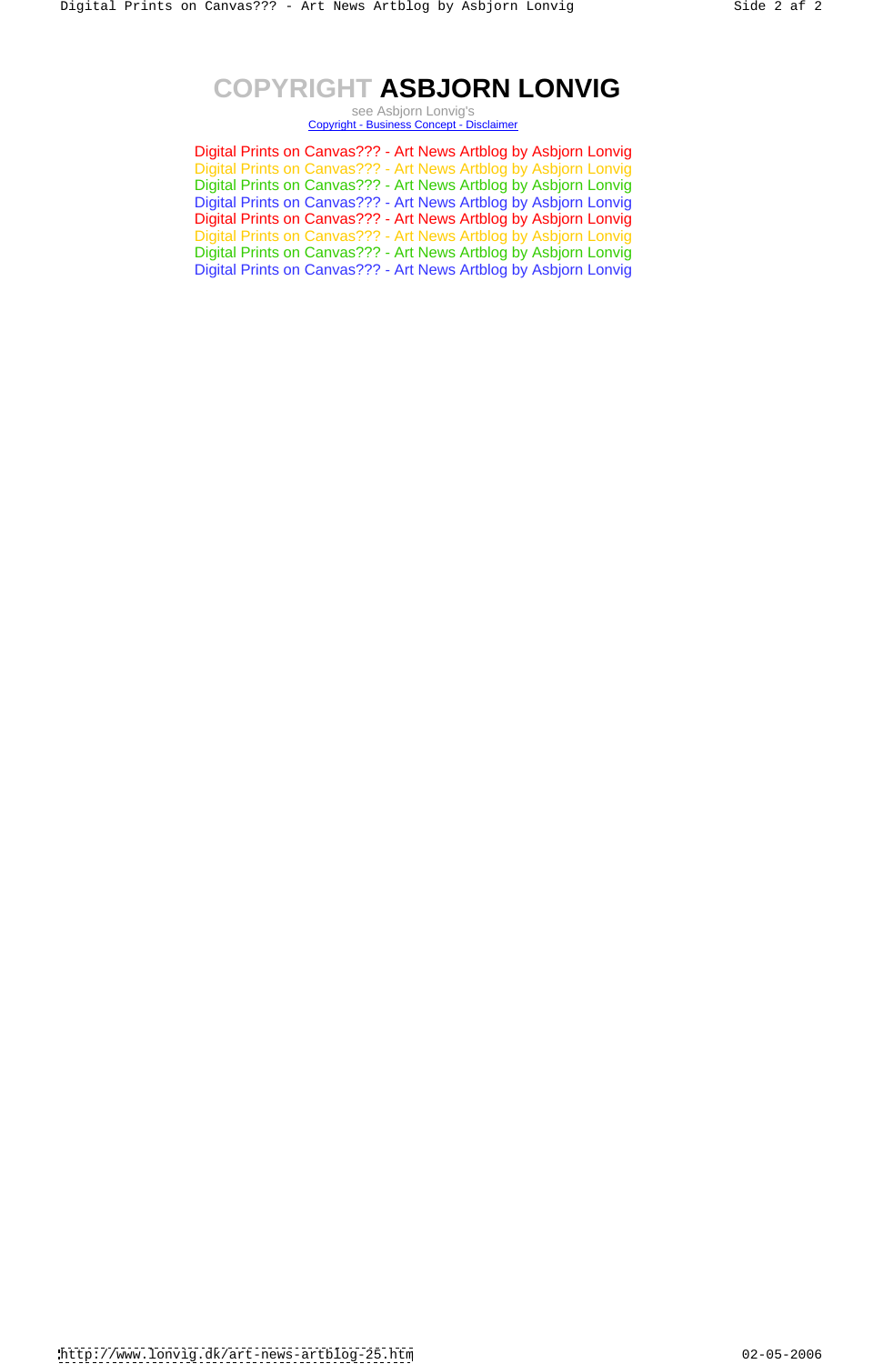# COPYRIGHT ASBJORN LONVIG

see Asbjorn Lonvig's
Copyright - Business Concept - Disclaimer

Digital Prints on Canvas??? - Art News Artblog by Asbjorn Lonvig
Digital Prints on Canvas??? - Art News Artblog by Asbjorn Lonvig
Digital Prints on Canvas??? - Art News Artblog by Asbjorn Lonvig
Digital Prints on Canvas??? - Art News Artblog by Asbjorn Lonvig
Digital Prints on Canvas??? - Art News Artblog by Asbjorn Lonvig
Digital Prints on Canvas??? - Art News Artblog by Asbjorn Lonvig
Digital Prints on Canvas??? - Art News Artblog by Asbjorn Lonvig
Digital Prints on Canvas??? - Art News Artblog by Asbjorn Lonvig